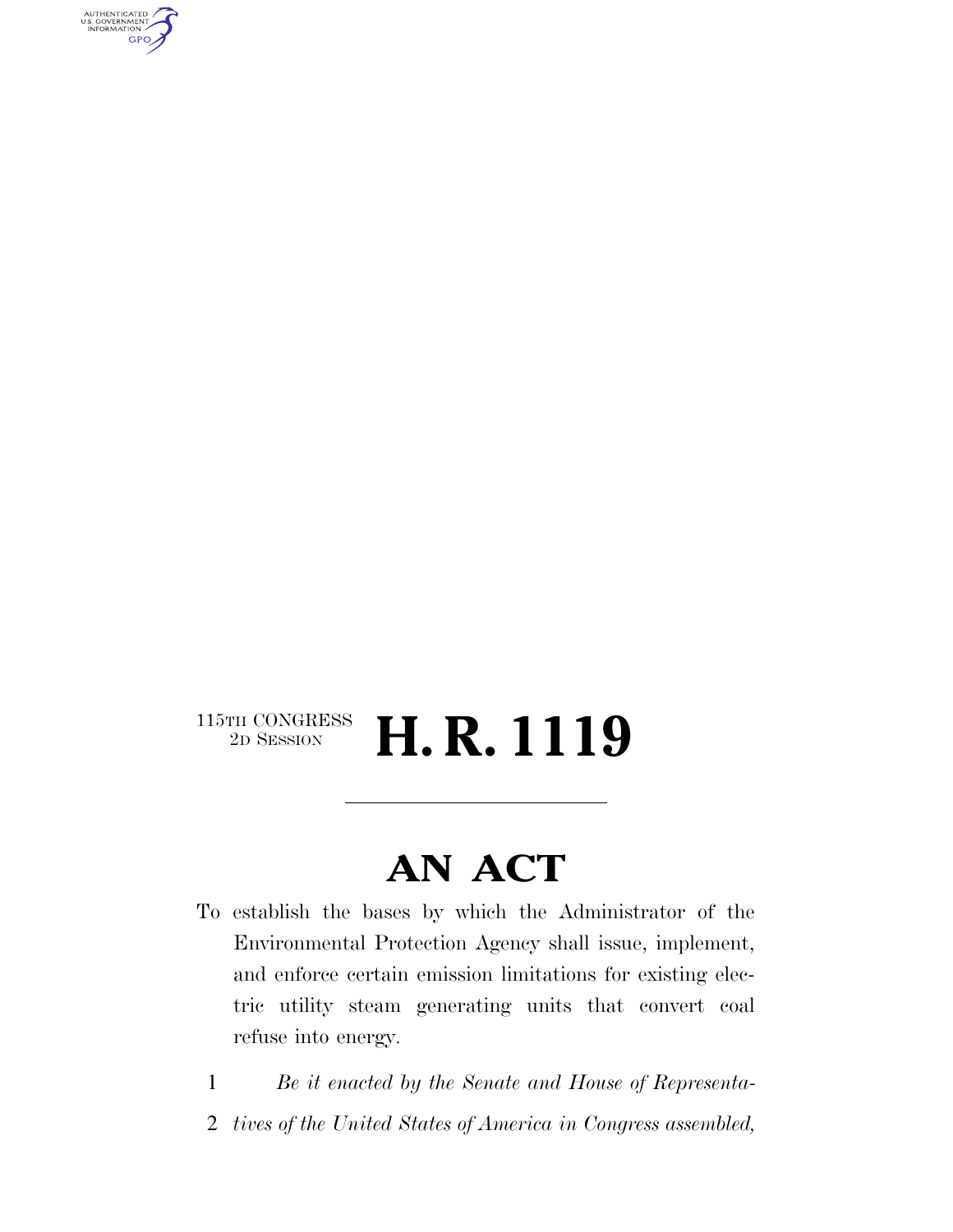115TH CONGRESS
2D SESSION

# H. R. 1119

---

# AN ACT

To establish the bases by which the Administrator of the Environmental Protection Agency shall issue, implement, and enforce certain emission limitations for existing electric utility steam generating units that convert coal refuse into energy.

1 *Be it enacted by the Senate and House of Representa-*
2 *tives of the United States of America in Congress assembled,*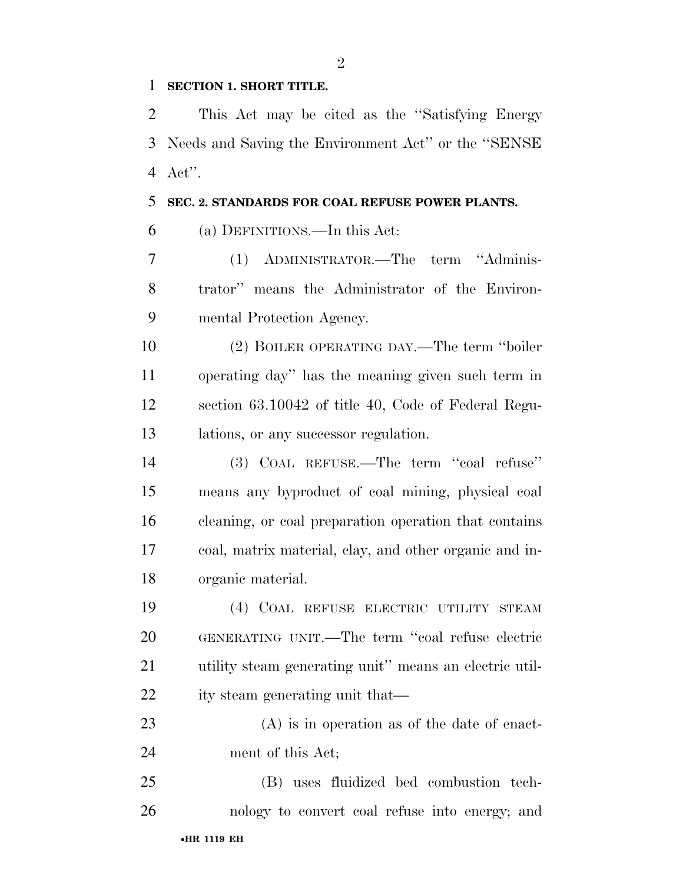**SECTION 1. SHORT TITLE.**

This Act may be cited as the "Satisfying Energy Needs and Saving the Environment Act" or the "SENSE Act".

**SEC. 2. STANDARDS FOR COAL REFUSE POWER PLANTS.**

(a) DEFINITIONS.—In this Act:

(1) ADMINISTRATOR.—The term "Administrator" means the Administrator of the Environmental Protection Agency.

(2) BOILER OPERATING DAY.—The term "boiler operating day" has the meaning given such term in section 63.10042 of title 40, Code of Federal Regulations, or any successor regulation.

(3) COAL REFUSE.—The term "coal refuse" means any byproduct of coal mining, physical coal cleaning, or coal preparation operation that contains coal, matrix material, clay, and other organic and inorganic material.

(4) COAL REFUSE ELECTRIC UTILITY STEAM GENERATING UNIT.—The term "coal refuse electric utility steam generating unit" means an electric utility steam generating unit that—

(A) is in operation as of the date of enactment of this Act;

(B) uses fluidized bed combustion technology to convert coal refuse into energy; and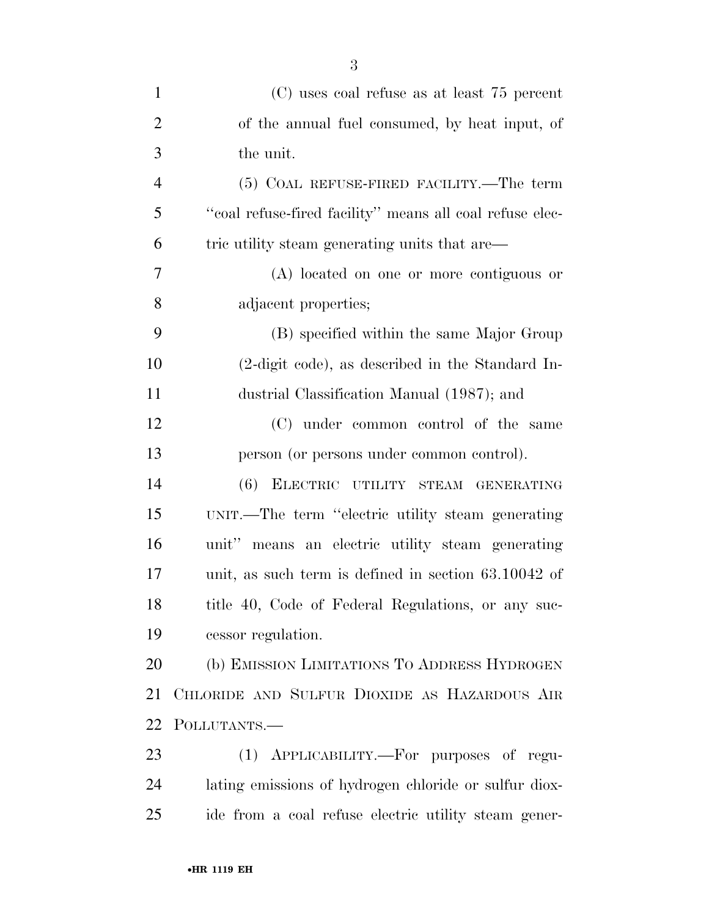(C) uses coal refuse as at least 75 percent of the annual fuel consumed, by heat input, of the unit.

(5) COAL REFUSE-FIRED FACILITY.—The term ''coal refuse-fired facility'' means all coal refuse electric utility steam generating units that are—

(A) located on one or more contiguous or adjacent properties;

(B) specified within the same Major Group (2-digit code), as described in the Standard Industrial Classification Manual (1987); and

(C) under common control of the same person (or persons under common control).

(6) ELECTRIC UTILITY STEAM GENERATING UNIT.—The term ''electric utility steam generating unit'' means an electric utility steam generating unit, as such term is defined in section 63.10042 of title 40, Code of Federal Regulations, or any successor regulation.

(b) EMISSION LIMITATIONS TO ADDRESS HYDROGEN CHLORIDE AND SULFUR DIOXIDE AS HAZARDOUS AIR POLLUTANTS.—

(1) APPLICABILITY.—For purposes of regulating emissions of hydrogen chloride or sulfur dioxide from a coal refuse electric utility steam gener-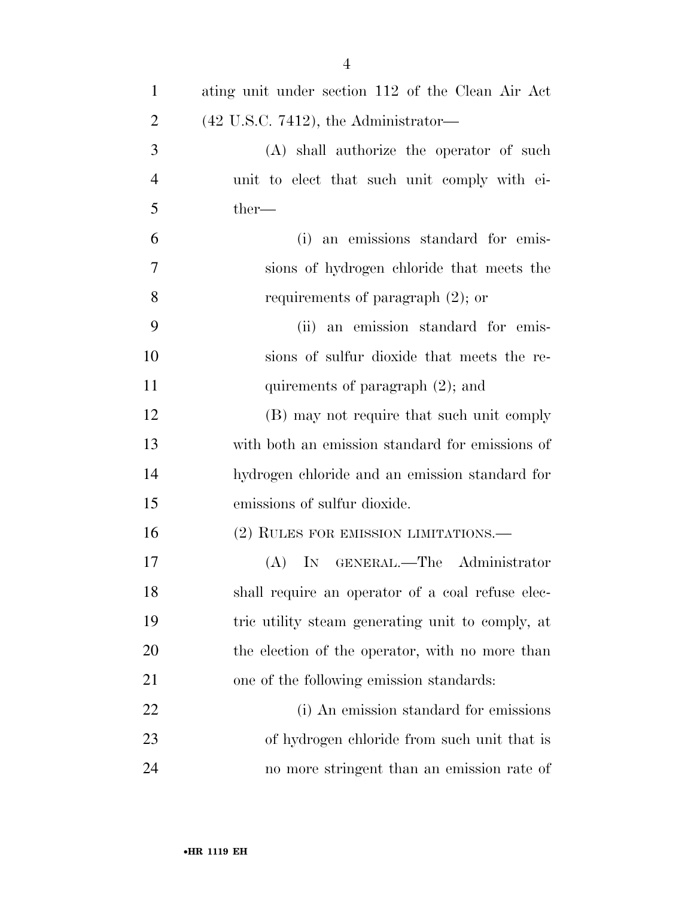ating unit under section 112 of the Clean Air Act (42 U.S.C. 7412), the Administrator—

(A) shall authorize the operator of such unit to elect that such unit comply with either—

(i) an emissions standard for emissions of hydrogen chloride that meets the requirements of paragraph (2); or

(ii) an emission standard for emissions of sulfur dioxide that meets the requirements of paragraph (2); and

(B) may not require that such unit comply with both an emission standard for emissions of hydrogen chloride and an emission standard for emissions of sulfur dioxide.

(2) RULES FOR EMISSION LIMITATIONS.—

(A) IN GENERAL.—The Administrator shall require an operator of a coal refuse electric utility steam generating unit to comply, at the election of the operator, with no more than one of the following emission standards:

(i) An emission standard for emissions of hydrogen chloride from such unit that is no more stringent than an emission rate of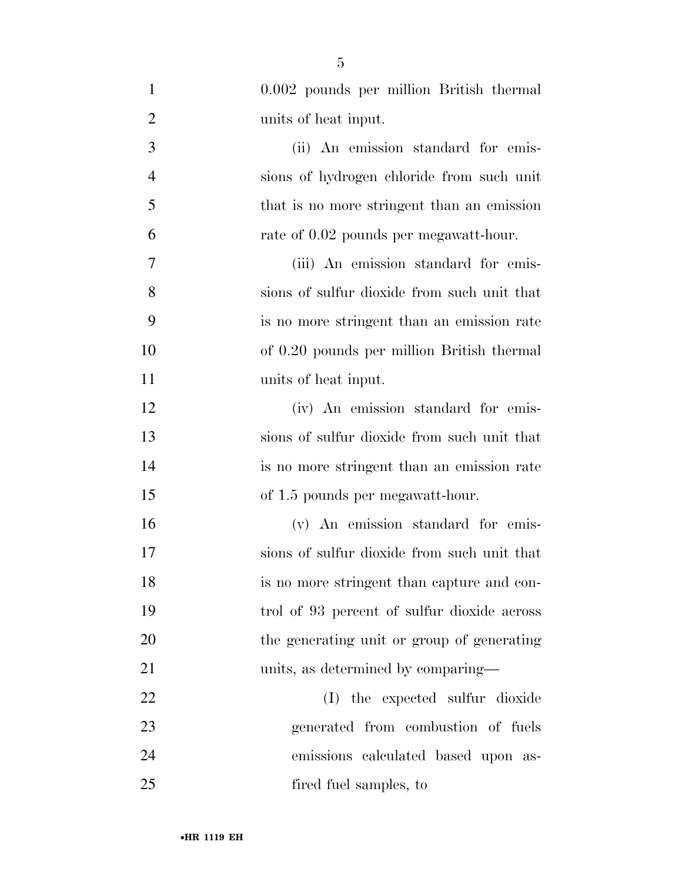0.002 pounds per million British thermal units of heat input.

(ii) An emission standard for emissions of hydrogen chloride from such unit that is no more stringent than an emission rate of 0.02 pounds per megawatt-hour.

(iii) An emission standard for emissions of sulfur dioxide from such unit that is no more stringent than an emission rate of 0.20 pounds per million British thermal units of heat input.

(iv) An emission standard for emissions of sulfur dioxide from such unit that is no more stringent than an emission rate of 1.5 pounds per megawatt-hour.

(v) An emission standard for emissions of sulfur dioxide from such unit that is no more stringent than capture and control of 93 percent of sulfur dioxide across the generating unit or group of generating units, as determined by comparing—

(I) the expected sulfur dioxide generated from combustion of fuels emissions calculated based upon as-fired fuel samples, to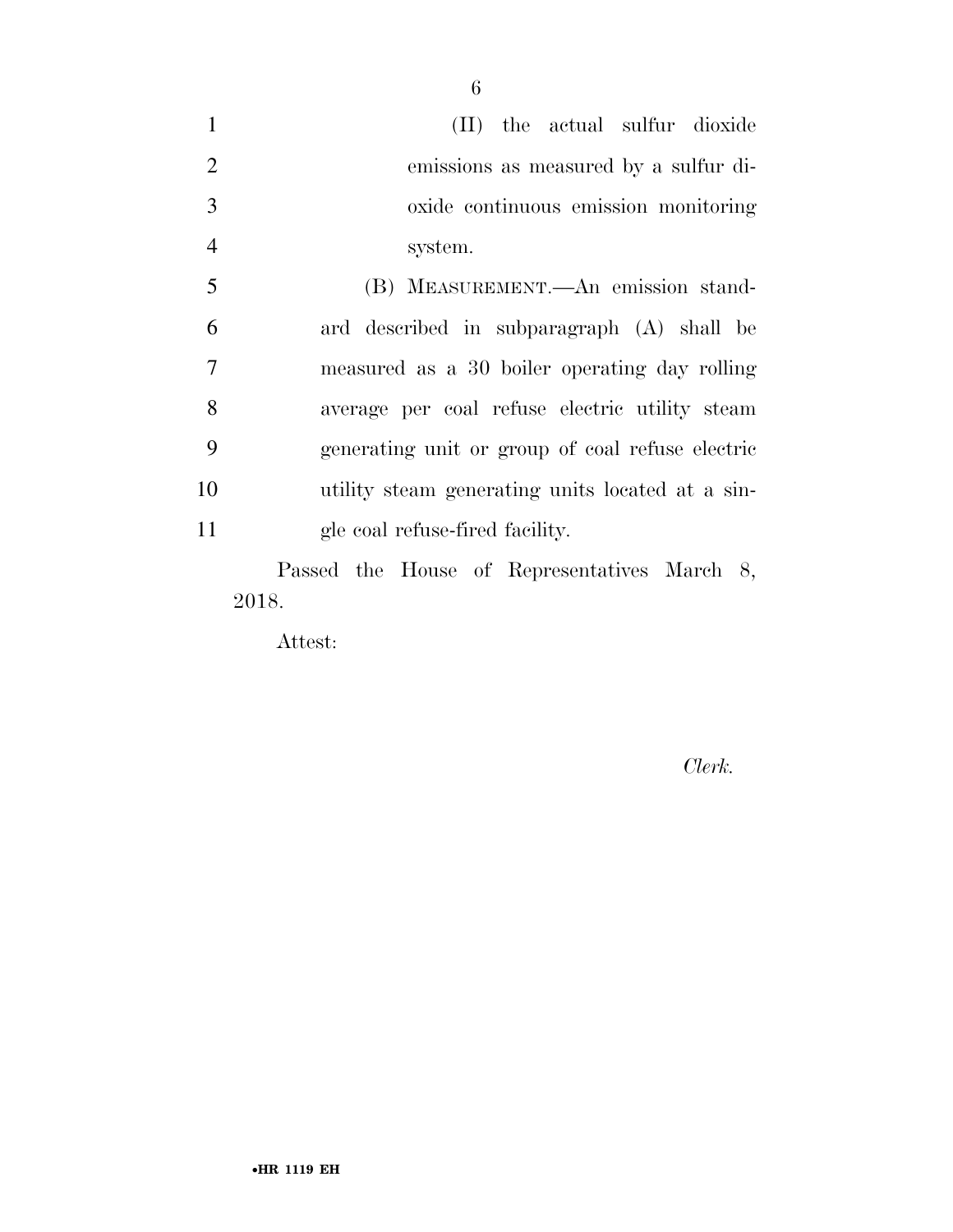(II) the actual sulfur dioxide emissions as measured by a sulfur dioxide continuous emission monitoring system.

(B) MEASUREMENT.—An emission standard described in subparagraph (A) shall be measured as a 30 boiler operating day rolling average per coal refuse electric utility steam generating unit or group of coal refuse electric utility steam generating units located at a single coal refuse-fired facility.

Passed the House of Representatives March 8, 2018.

Attest:

*Clerk.*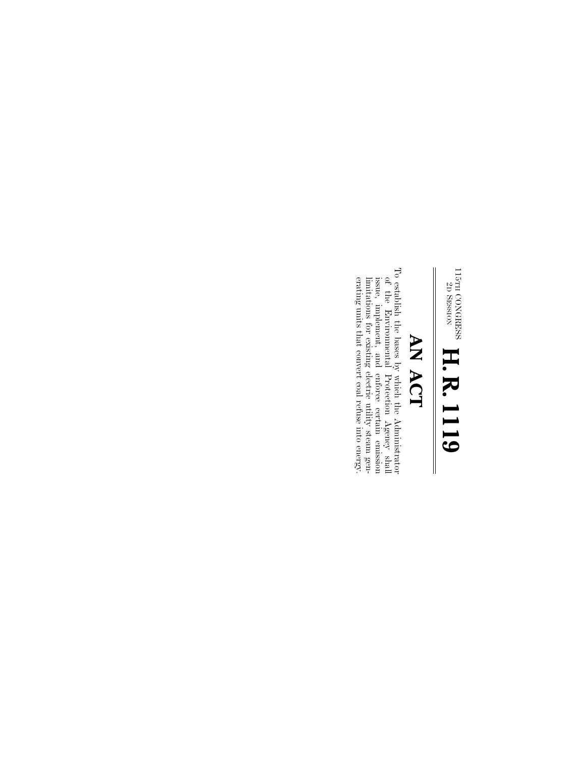115TH CONGRESS
2D SESSION

# H. R. 1119

---

# AN ACT

To establish the bases by which the Administrator of the Environmental Protection Agency shall issue, implement, and enforce certain emission limitations for existing electric utility steam generating units that convert coal refuse into energy.